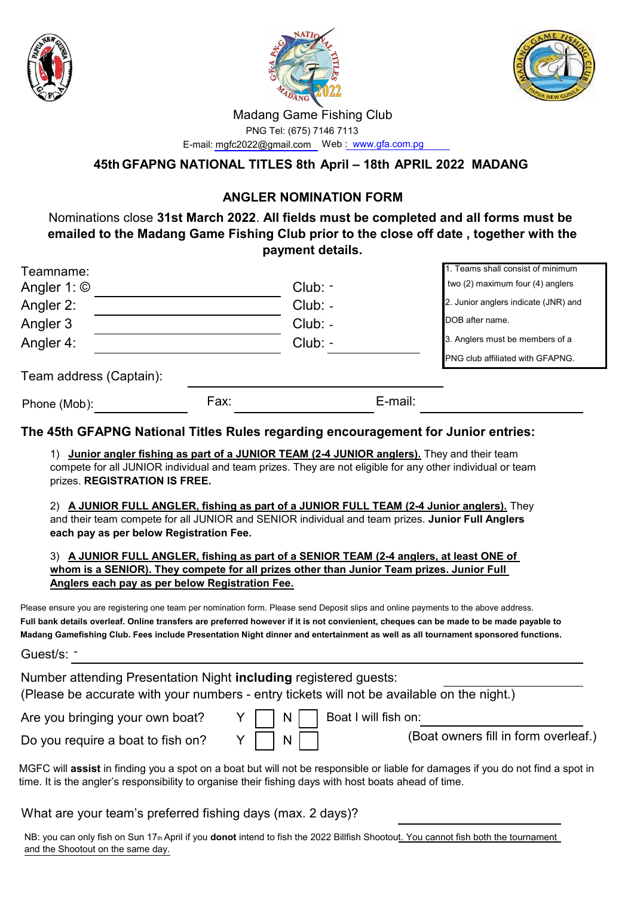Madang Game Fishing Club

PNG Tel: (675) 7146 7113

E-mail: mgfc2022@gmail.com Web : www.gfa.com.pg

## 45th GFAPNG NATIONAL TITLES 8th April – 18th APRIL 2022 MADANG

## ANGLER NOMINATION FORM

Nominations close **31st March 2022**. **All fields must be completed and all forms must be emailed to the Madang Game Fishing Club prior to the close off date , together with the payment details.**

Teamname:

Angler 1: © ______________________ Club: -

Angler 2: ______________________ Club: -

Angler 3 ______________________ Club: -

Angler 4: ______________________ Club: - ____________

1. Teams shall consist of minimum two (2) maximum four (4) anglers
2. Junior anglers indicate (JNR) and DOB after name.
3. Anglers must be members of a PNG club affiliated with GFAPNG.

Team address (Captain): ______________________

Phone (Mob): ____________ Fax: ____________ E-mail: ____________

### The 45th GFAPNG National Titles Rules regarding encouragement for Junior entries:

1) **Junior angler fishing as part of a JUNIOR TEAM (2-4 JUNIOR anglers).** They and their team compete for all JUNIOR individual and team prizes. They are not eligible for any other individual or team prizes. **REGISTRATION IS FREE.**

2) **A JUNIOR FULL ANGLER, fishing as part of a JUNIOR FULL TEAM (2-4 Junior anglers).** They and their team compete for all JUNIOR and SENIOR individual and team prizes. **Junior Full Anglers each pay as per below Registration Fee.**

3) **A JUNIOR FULL ANGLER, fishing as part of a SENIOR TEAM (2-4 anglers, at least ONE of whom is a SENIOR). They compete for all prizes other than Junior Team prizes. Junior Full Anglers each pay as per below Registration Fee.**

Please ensure you are registering one team per nomination form. Please send Deposit slips and online payments to the above address. **Full bank details overleaf. Online transfers are preferred however if it is not convienient, cheques can be made to be made payable to Madang Gamefishing Club. Fees include Presentation Night dinner and entertainment as well as all tournament sponsored functions.**

Guest/s: - ______________________

Number attending Presentation Night **including** registered guests: ____________
(Please be accurate with your numbers - entry tickets will not be available on the night.)

Are you bringing your own boat? Y ☐ N ☐ Boat I will fish on: ____________

Do you require a boat to fish on? Y ☐ N ☐ (Boat owners fill in form overleaf.)

MGFC will **assist** in finding you a spot on a boat but will not be responsible or liable for damages if you do not find a spot in time. It is the angler's responsibility to organise their fishing days with host boats ahead of time.

What are your team's preferred fishing days (max. 2 days)? ____________

NB: you can only fish on Sun 17th April if you **donot** intend to fish the 2022 Billfish Shootout. You cannot fish both the tournament and the Shootout on the same day.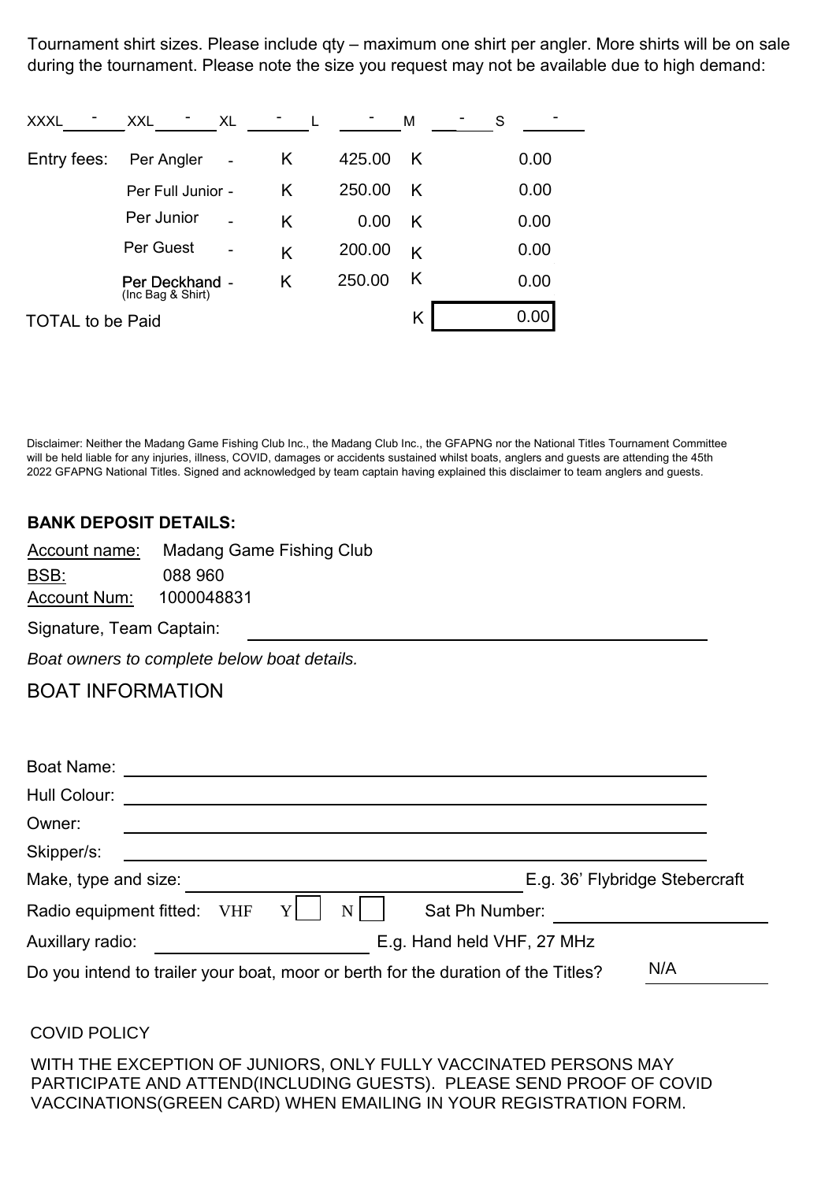Tournament shirt sizes. Please include qty – maximum one shirt per angler. More shirts will be on sale during the tournament. Please note the size you request may not be available due to high demand:

XXXL \_\_\_-\_\_\_ XXL \_\_\_-\_\_\_ XL \_\_\_-\_\_\_ L \_\_\_-\_\_\_ M \_\_\_-\_\_\_ S \_\_\_-\_\_\_

| | | | | | |
|---|---|---|---|---|---|
| Entry fees: | Per Angler - | K | 425.00 | K | 0.00 |
| | Per Full Junior - | K | 250.00 | K | 0.00 |
| | Per Junior - | K | 0.00 | K | 0.00 |
| | Per Guest - | K | 200.00 | K | 0.00 |
| | Per Deckhand - (Inc Bag & Shirt) | K | 250.00 | K | 0.00 |
| TOTAL to be Paid | | | | K | 0.00 |

Disclaimer: Neither the Madang Game Fishing Club Inc., the Madang Club Inc., the GFAPNG nor the National Titles Tournament Committee will be held liable for any injuries, illness, COVID, damages or accidents sustained whilst boats, anglers and guests are attending the 45th 2022 GFAPNG National Titles. Signed and acknowledged by team captain having explained this disclaimer to team anglers and guests.

**BANK DEPOSIT DETAILS:**

Account name: Madang Game Fishing Club
BSB: 088 960
Account Num: 1000048831

Signature, Team Captain: \_\_\_\_\_\_\_\_\_\_\_\_\_\_\_\_\_\_\_\_\_\_\_\_\_\_\_\_

*Boat owners to complete below boat details.*

## BOAT INFORMATION

Boat Name: \_\_\_\_\_\_\_\_\_\_\_\_\_\_\_\_\_\_\_\_\_\_\_\_\_\_\_\_

Hull Colour: \_\_\_\_\_\_\_\_\_\_\_\_\_\_\_\_\_\_\_\_\_\_\_\_\_\_\_\_

Owner: \_\_\_\_\_\_\_\_\_\_\_\_\_\_\_\_\_\_\_\_\_\_\_\_\_\_\_\_

Skipper/s: \_\_\_\_\_\_\_\_\_\_\_\_\_\_\_\_\_\_\_\_\_\_\_\_\_\_\_\_

Make, type and size: \_\_\_\_\_\_\_\_\_\_\_\_\_\_\_\_\_\_\_\_ E.g. 36' Flybridge Stebercraft

Radio equipment fitted: VHF Y [ ] N [ ] Sat Ph Number: \_\_\_\_\_\_\_\_\_\_\_\_\_\_\_\_\_\_\_\_

Auxillary radio: \_\_\_\_\_\_\_\_\_\_\_\_\_\_\_\_\_\_\_\_ E.g. Hand held VHF, 27 MHz

Do you intend to trailer your boat, moor or berth for the duration of the Titles? N/A

COVID POLICY

WITH THE EXCEPTION OF JUNIORS, ONLY FULLY VACCINATED PERSONS MAY PARTICIPATE AND ATTEND(INCLUDING GUESTS). PLEASE SEND PROOF OF COVID VACCINATIONS(GREEN CARD) WHEN EMAILING IN YOUR REGISTRATION FORM.